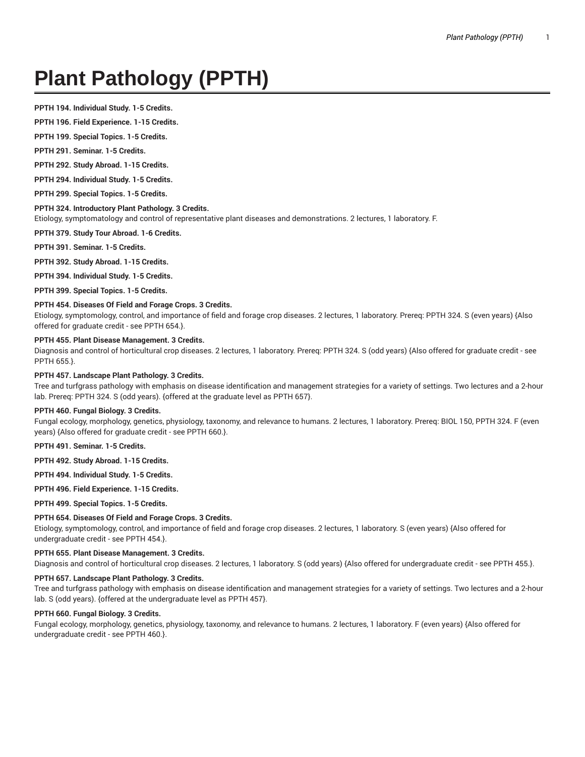# Plant Pathology (PPTH)

**PPTH 194. Individual Study. 1-5 Credits.**

**PPTH 196. Field Experience. 1-15 Credits.**

**PPTH 199. Special Topics. 1-5 Credits.**

**PPTH 291. Seminar. 1-5 Credits.**

**PPTH 292. Study Abroad. 1-15 Credits.**

**PPTH 294. Individual Study. 1-5 Credits.**

**PPTH 299. Special Topics. 1-5 Credits.**

**PPTH 324. Introductory Plant Pathology. 3 Credits.**
Etiology, symptomatology and control of representative plant diseases and demonstrations. 2 lectures, 1 laboratory. F.

**PPTH 379. Study Tour Abroad. 1-6 Credits.**

**PPTH 391. Seminar. 1-5 Credits.**

**PPTH 392. Study Abroad. 1-15 Credits.**

**PPTH 394. Individual Study. 1-5 Credits.**

**PPTH 399. Special Topics. 1-5 Credits.**

**PPTH 454. Diseases Of Field and Forage Crops. 3 Credits.**
Etiology, symptomology, control, and importance of field and forage crop diseases. 2 lectures, 1 laboratory. Prereq: PPTH 324. S (even years) {Also offered for graduate credit - see PPTH 654.}.

**PPTH 455. Plant Disease Management. 3 Credits.**
Diagnosis and control of horticultural crop diseases. 2 lectures, 1 laboratory. Prereq: PPTH 324. S (odd years) {Also offered for graduate credit - see PPTH 655.}.

**PPTH 457. Landscape Plant Pathology. 3 Credits.**
Tree and turfgrass pathology with emphasis on disease identification and management strategies for a variety of settings. Two lectures and a 2-hour lab. Prereq: PPTH 324. S (odd years). {offered at the graduate level as PPTH 657}.

**PPTH 460. Fungal Biology. 3 Credits.**
Fungal ecology, morphology, genetics, physiology, taxonomy, and relevance to humans. 2 lectures, 1 laboratory. Prereq: BIOL 150, PPTH 324. F (even years) {Also offered for graduate credit - see PPTH 660.}.

**PPTH 491. Seminar. 1-5 Credits.**

**PPTH 492. Study Abroad. 1-15 Credits.**

**PPTH 494. Individual Study. 1-5 Credits.**

**PPTH 496. Field Experience. 1-15 Credits.**

**PPTH 499. Special Topics. 1-5 Credits.**

**PPTH 654. Diseases Of Field and Forage Crops. 3 Credits.**
Etiology, symptomology, control, and importance of field and forage crop diseases. 2 lectures, 1 laboratory. S (even years) {Also offered for undergraduate credit - see PPTH 454.}.

**PPTH 655. Plant Disease Management. 3 Credits.**
Diagnosis and control of horticultural crop diseases. 2 lectures, 1 laboratory. S (odd years) {Also offered for undergraduate credit - see PPTH 455.}.

**PPTH 657. Landscape Plant Pathology. 3 Credits.**
Tree and turfgrass pathology with emphasis on disease identification and management strategies for a variety of settings. Two lectures and a 2-hour lab. S (odd years). {offered at the undergraduate level as PPTH 457}.

**PPTH 660. Fungal Biology. 3 Credits.**
Fungal ecology, morphology, genetics, physiology, taxonomy, and relevance to humans. 2 lectures, 1 laboratory. F (even years) {Also offered for undergraduate credit - see PPTH 460.}.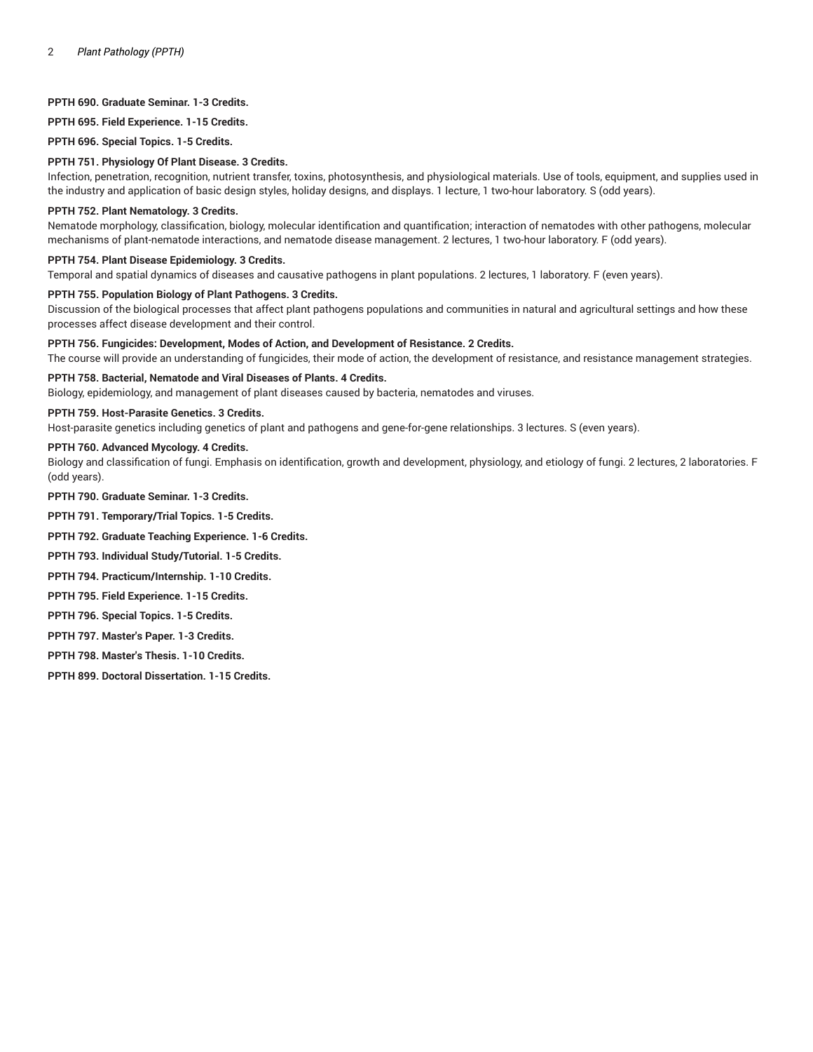**PPTH 690. Graduate Seminar. 1-3 Credits.**

**PPTH 695. Field Experience. 1-15 Credits.**

**PPTH 696. Special Topics. 1-5 Credits.**

**PPTH 751. Physiology Of Plant Disease. 3 Credits.**
Infection, penetration, recognition, nutrient transfer, toxins, photosynthesis, and physiological materials. Use of tools, equipment, and supplies used in the industry and application of basic design styles, holiday designs, and displays. 1 lecture, 1 two-hour laboratory. S (odd years).

**PPTH 752. Plant Nematology. 3 Credits.**
Nematode morphology, classification, biology, molecular identification and quantification; interaction of nematodes with other pathogens, molecular mechanisms of plant-nematode interactions, and nematode disease management. 2 lectures, 1 two-hour laboratory. F (odd years).

**PPTH 754. Plant Disease Epidemiology. 3 Credits.**
Temporal and spatial dynamics of diseases and causative pathogens in plant populations. 2 lectures, 1 laboratory. F (even years).

**PPTH 755. Population Biology of Plant Pathogens. 3 Credits.**
Discussion of the biological processes that affect plant pathogens populations and communities in natural and agricultural settings and how these processes affect disease development and their control.

**PPTH 756. Fungicides: Development, Modes of Action, and Development of Resistance. 2 Credits.**
The course will provide an understanding of fungicides, their mode of action, the development of resistance, and resistance management strategies.

**PPTH 758. Bacterial, Nematode and Viral Diseases of Plants. 4 Credits.**
Biology, epidemiology, and management of plant diseases caused by bacteria, nematodes and viruses.

**PPTH 759. Host-Parasite Genetics. 3 Credits.**
Host-parasite genetics including genetics of plant and pathogens and gene-for-gene relationships. 3 lectures. S (even years).

**PPTH 760. Advanced Mycology. 4 Credits.**
Biology and classification of fungi. Emphasis on identification, growth and development, physiology, and etiology of fungi. 2 lectures, 2 laboratories. F (odd years).

**PPTH 790. Graduate Seminar. 1-3 Credits.**

**PPTH 791. Temporary/Trial Topics. 1-5 Credits.**

**PPTH 792. Graduate Teaching Experience. 1-6 Credits.**

**PPTH 793. Individual Study/Tutorial. 1-5 Credits.**

**PPTH 794. Practicum/Internship. 1-10 Credits.**

**PPTH 795. Field Experience. 1-15 Credits.**

**PPTH 796. Special Topics. 1-5 Credits.**

**PPTH 797. Master's Paper. 1-3 Credits.**

**PPTH 798. Master's Thesis. 1-10 Credits.**

**PPTH 899. Doctoral Dissertation. 1-15 Credits.**